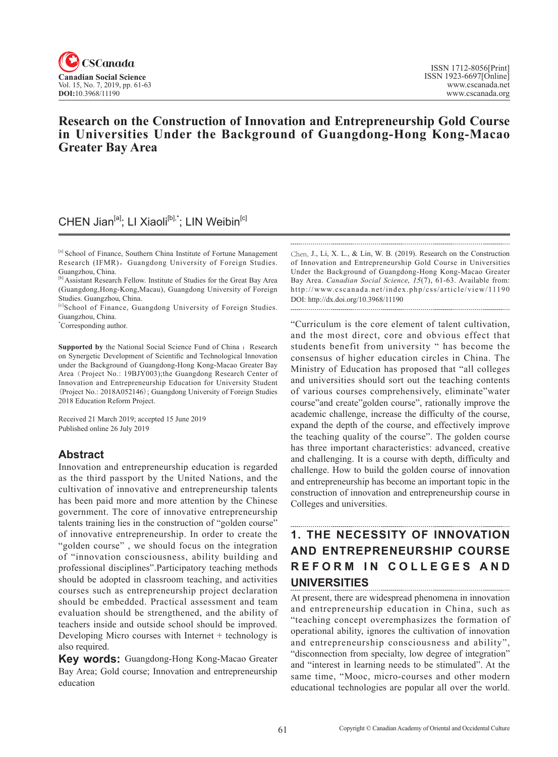# Research on the Construction of Innovation and Entrepreneurship Gold Course in Universities Under the Background of Guangdong-Hong Kong-Macao Greater Bay Area

CHEN Jian[a]; LI Xiaoli[b],*; LIN Weibin[c]

[a] School of Finance, Southern China Institute of Fortune Management Research (IFMR), Guangdong University of Foreign Studies. Guangzhou, China.

[b] Assistant Research Fellow. Institute of Studies for the Great Bay Area (Guangdong,Hong-Kong,Macau), Guangdong University of Foreign Studies. Guangzhou, China.

[c] School of Finance, Guangdong University of Foreign Studies. Guangzhou, China.

* Corresponding author.

**Supported by** the National Social Science Fund of China ：Research on Synergetic Development of Scientific and Technological Innovation under the Background of Guangdong-Hong Kong-Macao Greater Bay Area（Project No.: 19BJY003);the Guangdong Research Center of Innovation and Entrepreneurship Education for University Student（Project No.: 2018A052146）; Guangdong University of Foreign Studies 2018 Education Reform Project.

Received 21 March 2019; accepted 15 June 2019
Published online 26 July 2019

## Abstract

Innovation and entrepreneurship education is regarded as the third passport by the United Nations, and the cultivation of innovative and entrepreneurship talents has been paid more and more attention by the Chinese government. The core of innovative entrepreneurship talents training lies in the construction of "golden course" of innovative entrepreneurship. In order to create the "golden course" , we should focus on the integration of "innovation consciousness, ability building and professional disciplines".Participatory teaching methods should be adopted in classroom teaching, and activities courses such as entrepreneurship project declaration should be embedded. Practical assessment and team evaluation should be strengthened, and the ability of teachers inside and outside school should be improved. Developing Micro courses with Internet + technology is also required.

**Key words:** Guangdong-Hong Kong-Macao Greater Bay Area; Gold course; Innovation and entrepreneurship education

Chen, J., Li, X. L., & Lin, W. B. (2019). Research on the Construction of Innovation and Entrepreneurship Gold Course in Universities Under the Background of Guangdong-Hong Kong-Macao Greater Bay Area. *Canadian Social Science, 15*(7), 61-63. Available from: http://www.cscanada.net/index.php/css/article/view/11190
DOI: http://dx.doi.org/10.3968/11190

"Curriculum is the core element of talent cultivation, and the most direct, core and obvious effect that students benefit from university " has become the consensus of higher education circles in China. The Ministry of Education has proposed that "all colleges and universities should sort out the teaching contents of various courses comprehensively, eliminate"water course"and create"golden course", rationally improve the academic challenge, increase the difficulty of the course, expand the depth of the course, and effectively improve the teaching quality of the course". The golden course has three important characteristics: advanced, creative and challenging. It is a course with depth, difficulty and challenge. How to build the golden course of innovation and entrepreneurship has become an important topic in the construction of innovation and entrepreneurship course in Colleges and universities.

## 1. THE NECESSITY OF INNOVATION AND ENTREPRENEURSHIP COURSE REFORM IN COLLEGES AND UNIVERSITIES

At present, there are widespread phenomena in innovation and entrepreneurship education in China, such as "teaching concept overemphasizes the formation of operational ability, ignores the cultivation of innovation and entrepreneurship consciousness and ability", "disconnection from specialty, low degree of integration" and "interest in learning needs to be stimulated". At the same time, "Mooc, micro-courses and other modern educational technologies are popular all over the world.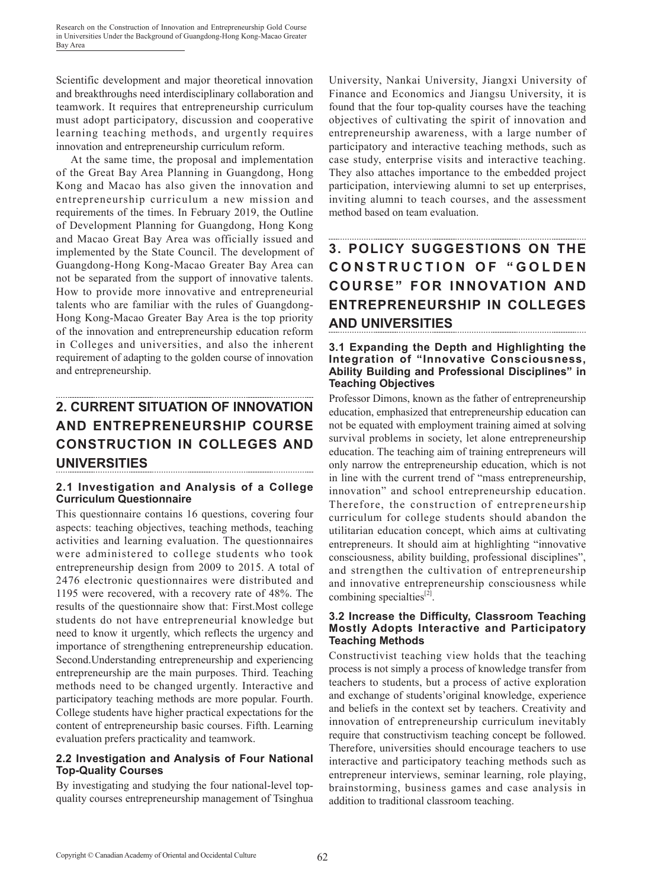Scientific development and major theoretical innovation and breakthroughs need interdisciplinary collaboration and teamwork. It requires that entrepreneurship curriculum must adopt participatory, discussion and cooperative learning teaching methods, and urgently requires innovation and entrepreneurship curriculum reform.

At the same time, the proposal and implementation of the Great Bay Area Planning in Guangdong, Hong Kong and Macao has also given the innovation and entrepreneurship curriculum a new mission and requirements of the times. In February 2019, the Outline of Development Planning for Guangdong, Hong Kong and Macao Great Bay Area was officially issued and implemented by the State Council. The development of Guangdong-Hong Kong-Macao Greater Bay Area can not be separated from the support of innovative talents. How to provide more innovative and entrepreneurial talents who are familiar with the rules of Guangdong-Hong Kong-Macao Greater Bay Area is the top priority of the innovation and entrepreneurship education reform in Colleges and universities, and also the inherent requirement of adapting to the golden course of innovation and entrepreneurship.

## 2. CURRENT SITUATION OF INNOVATION AND ENTREPRENEURSHIP COURSE CONSTRUCTION IN COLLEGES AND UNIVERSITIES

### 2.1 Investigation and Analysis of a College Curriculum Questionnaire

This questionnaire contains 16 questions, covering four aspects: teaching objectives, teaching methods, teaching activities and learning evaluation. The questionnaires were administered to college students who took entrepreneurship design from 2009 to 2015. A total of 2476 electronic questionnaires were distributed and 1195 were recovered, with a recovery rate of 48%. The results of the questionnaire show that: First.Most college students do not have entrepreneurial knowledge but need to know it urgently, which reflects the urgency and importance of strengthening entrepreneurship education. Second.Understanding entrepreneurship and experiencing entrepreneurship are the main purposes. Third. Teaching methods need to be changed urgently. Interactive and participatory teaching methods are more popular. Fourth. College students have higher practical expectations for the content of entrepreneurship basic courses. Fifth. Learning evaluation prefers practicality and teamwork.

### 2.2 Investigation and Analysis of Four National Top-Quality Courses

By investigating and studying the four national-level top-quality courses entrepreneurship management of Tsinghua University, Nankai University, Jiangxi University of Finance and Economics and Jiangsu University, it is found that the four top-quality courses have the teaching objectives of cultivating the spirit of innovation and entrepreneurship awareness, with a large number of participatory and interactive teaching methods, such as case study, enterprise visits and interactive teaching. They also attaches importance to the embedded project participation, interviewing alumni to set up enterprises, inviting alumni to teach courses, and the assessment method based on team evaluation.

## 3. POLICY SUGGESTIONS ON THE CONSTRUCTION OF "GOLDEN COURSE" FOR INNOVATION AND ENTREPRENEURSHIP IN COLLEGES AND UNIVERSITIES

### 3.1 Expanding the Depth and Highlighting the Integration of "Innovative Consciousness, Ability Building and Professional Disciplines" in Teaching Objectives

Professor Dimons, known as the father of entrepreneurship education, emphasized that entrepreneurship education can not be equated with employment training aimed at solving survival problems in society, let alone entrepreneurship education. The teaching aim of training entrepreneurs will only narrow the entrepreneurship education, which is not in line with the current trend of "mass entrepreneurship, innovation" and school entrepreneurship education. Therefore, the construction of entrepreneurship curriculum for college students should abandon the utilitarian education concept, which aims at cultivating entrepreneurs. It should aim at highlighting "innovative consciousness, ability building, professional disciplines", and strengthen the cultivation of entrepreneurship and innovative entrepreneurship consciousness while combining specialties[2].

### 3.2 Increase the Difficulty, Classroom Teaching Mostly Adopts Interactive and Participatory Teaching Methods

Constructivist teaching view holds that the teaching process is not simply a process of knowledge transfer from teachers to students, but a process of active exploration and exchange of students'original knowledge, experience and beliefs in the context set by teachers. Creativity and innovation of entrepreneurship curriculum inevitably require that constructivism teaching concept be followed. Therefore, universities should encourage teachers to use interactive and participatory teaching methods such as entrepreneur interviews, seminar learning, role playing, brainstorming, business games and case analysis in addition to traditional classroom teaching.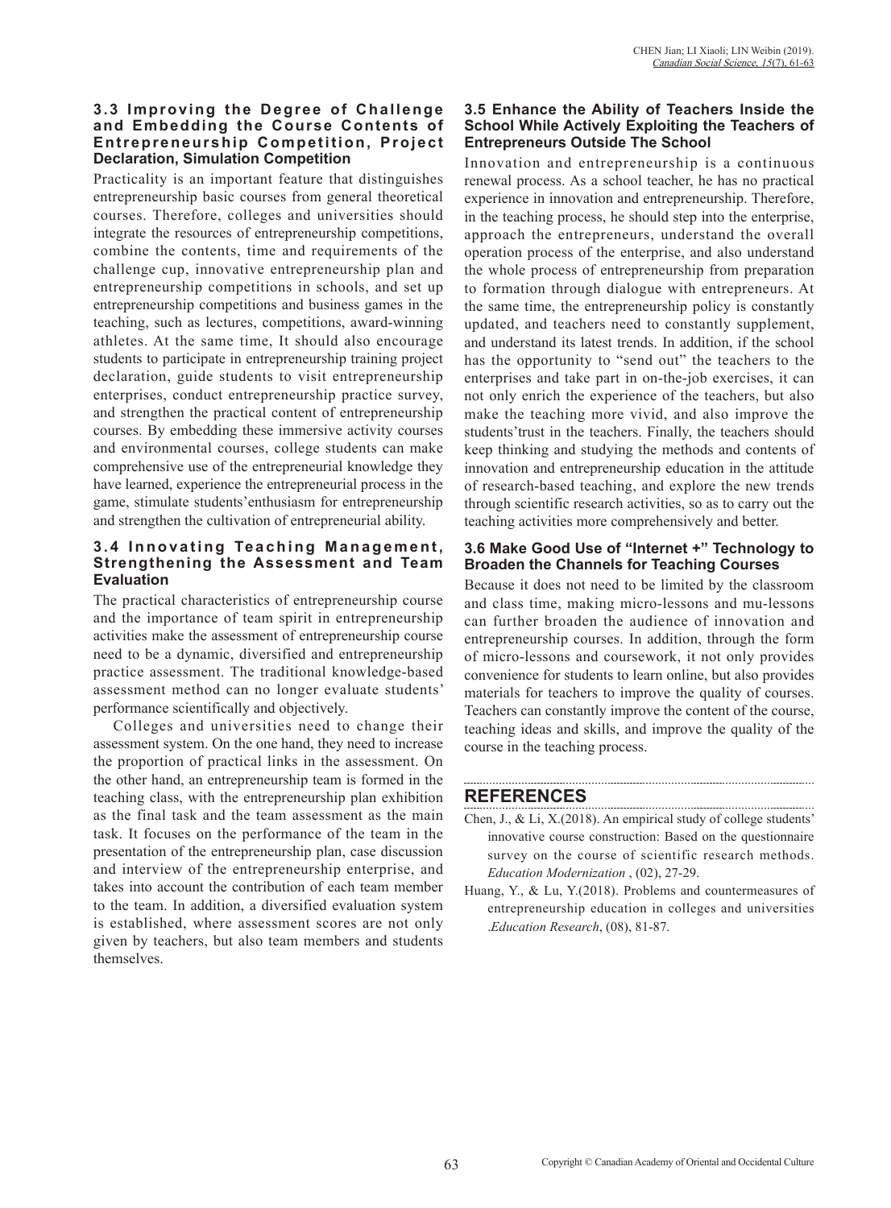### 3.3 Improving the Degree of Challenge and Embedding the Course Contents of Entrepreneurship Competition, Project Declaration, Simulation Competition

Practicality is an important feature that distinguishes entrepreneurship basic courses from general theoretical courses. Therefore, colleges and universities should integrate the resources of entrepreneurship competitions, combine the contents, time and requirements of the challenge cup, innovative entrepreneurship plan and entrepreneurship competitions in schools, and set up entrepreneurship competitions and business games in the teaching, such as lectures, competitions, award-winning athletes. At the same time, It should also encourage students to participate in entrepreneurship training project declaration, guide students to visit entrepreneurship enterprises, conduct entrepreneurship practice survey, and strengthen the practical content of entrepreneurship courses. By embedding these immersive activity courses and environmental courses, college students can make comprehensive use of the entrepreneurial knowledge they have learned, experience the entrepreneurial process in the game, stimulate students'enthusiasm for entrepreneurship and strengthen the cultivation of entrepreneurial ability.

### 3.4 Innovating Teaching Management, Strengthening the Assessment and Team Evaluation

The practical characteristics of entrepreneurship course and the importance of team spirit in entrepreneurship activities make the assessment of entrepreneurship course need to be a dynamic, diversified and entrepreneurship practice assessment. The traditional knowledge-based assessment method can no longer evaluate students' performance scientifically and objectively.

Colleges and universities need to change their assessment system. On the one hand, they need to increase the proportion of practical links in the assessment. On the other hand, an entrepreneurship team is formed in the teaching class, with the entrepreneurship plan exhibition as the final task and the team assessment as the main task. It focuses on the performance of the team in the presentation of the entrepreneurship plan, case discussion and interview of the entrepreneurship enterprise, and takes into account the contribution of each team member to the team. In addition, a diversified evaluation system is established, where assessment scores are not only given by teachers, but also team members and students themselves.

### 3.5 Enhance the Ability of Teachers Inside the School While Actively Exploiting the Teachers of Entrepreneurs Outside The School

Innovation and entrepreneurship is a continuous renewal process. As a school teacher, he has no practical experience in innovation and entrepreneurship. Therefore, in the teaching process, he should step into the enterprise, approach the entrepreneurs, understand the overall operation process of the enterprise, and also understand the whole process of entrepreneurship from preparation to formation through dialogue with entrepreneurs. At the same time, the entrepreneurship policy is constantly updated, and teachers need to constantly supplement, and understand its latest trends. In addition, if the school has the opportunity to "send out" the teachers to the enterprises and take part in on-the-job exercises, it can not only enrich the experience of the teachers, but also make the teaching more vivid, and also improve the students'trust in the teachers. Finally, the teachers should keep thinking and studying the methods and contents of innovation and entrepreneurship education in the attitude of research-based teaching, and explore the new trends through scientific research activities, so as to carry out the teaching activities more comprehensively and better.

### 3.6 Make Good Use of "Internet +" Technology to Broaden the Channels for Teaching Courses

Because it does not need to be limited by the classroom and class time, making micro-lessons and mu-lessons can further broaden the audience of innovation and entrepreneurship courses. In addition, through the form of micro-lessons and coursework, it not only provides convenience for students to learn online, but also provides materials for teachers to improve the quality of courses. Teachers can constantly improve the content of the course, teaching ideas and skills, and improve the quality of the course in the teaching process.

## REFERENCES

Chen, J., & Li, X.(2018). An empirical study of college students' innovative course construction: Based on the questionnaire survey on the course of scientific research methods. *Education Modernization* , (02), 27-29.

Huang, Y., & Lu, Y.(2018). Problems and countermeasures of entrepreneurship education in colleges and universities .*Education Research*, (08), 81-87.